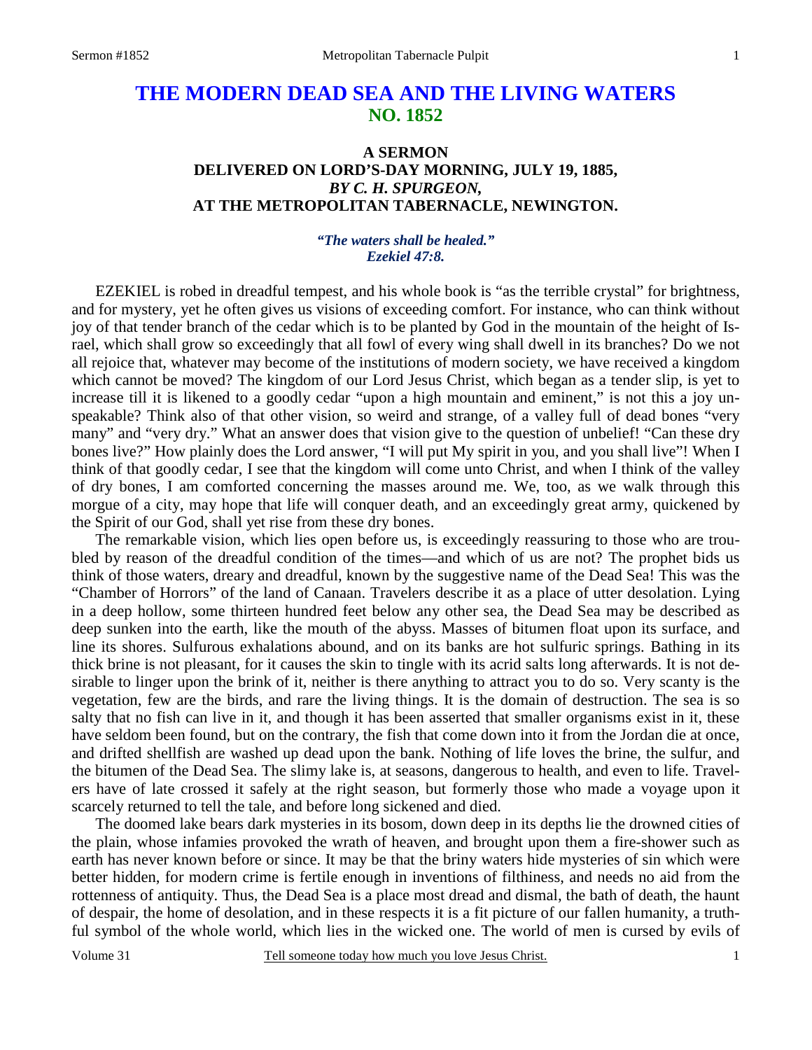# THE MODERN DEAD SEA AND THE LIVING WATERS
## NO. 1852

### A SERMON
### DELIVERED ON LORD'S-DAY MORNING, JULY 19, 1885,
### *BY C. H. SPURGEON,*
### AT THE METROPOLITAN TABERNACLE, NEWINGTON.

***"The waters shall be healed."***
***Ezekiel 47:8.***

EZEKIEL is robed in dreadful tempest, and his whole book is "as the terrible crystal" for brightness, and for mystery, yet he often gives us visions of exceeding comfort. For instance, who can think without joy of that tender branch of the cedar which is to be planted by God in the mountain of the height of Israel, which shall grow so exceedingly that all fowl of every wing shall dwell in its branches? Do we not all rejoice that, whatever may become of the institutions of modern society, we have received a kingdom which cannot be moved? The kingdom of our Lord Jesus Christ, which began as a tender slip, is yet to increase till it is likened to a goodly cedar "upon a high mountain and eminent," is not this a joy unspeakable? Think also of that other vision, so weird and strange, of a valley full of dead bones "very many" and "very dry." What an answer does that vision give to the question of unbelief! "Can these dry bones live?" How plainly does the Lord answer, "I will put My spirit in you, and you shall live"! When I think of that goodly cedar, I see that the kingdom will come unto Christ, and when I think of the valley of dry bones, I am comforted concerning the masses around me. We, too, as we walk through this morgue of a city, may hope that life will conquer death, and an exceedingly great army, quickened by the Spirit of our God, shall yet rise from these dry bones.

The remarkable vision, which lies open before us, is exceedingly reassuring to those who are troubled by reason of the dreadful condition of the times—and which of us are not? The prophet bids us think of those waters, dreary and dreadful, known by the suggestive name of the Dead Sea! This was the "Chamber of Horrors" of the land of Canaan. Travelers describe it as a place of utter desolation. Lying in a deep hollow, some thirteen hundred feet below any other sea, the Dead Sea may be described as deep sunken into the earth, like the mouth of the abyss. Masses of bitumen float upon its surface, and line its shores. Sulfurous exhalations abound, and on its banks are hot sulfuric springs. Bathing in its thick brine is not pleasant, for it causes the skin to tingle with its acrid salts long afterwards. It is not desirable to linger upon the brink of it, neither is there anything to attract you to do so. Very scanty is the vegetation, few are the birds, and rare the living things. It is the domain of destruction. The sea is so salty that no fish can live in it, and though it has been asserted that smaller organisms exist in it, these have seldom been found, but on the contrary, the fish that come down into it from the Jordan die at once, and drifted shellfish are washed up dead upon the bank. Nothing of life loves the brine, the sulfur, and the bitumen of the Dead Sea. The slimy lake is, at seasons, dangerous to health, and even to life. Travelers have of late crossed it safely at the right season, but formerly those who made a voyage upon it scarcely returned to tell the tale, and before long sickened and died.

The doomed lake bears dark mysteries in its bosom, down deep in its depths lie the drowned cities of the plain, whose infamies provoked the wrath of heaven, and brought upon them a fire-shower such as earth has never known before or since. It may be that the briny waters hide mysteries of sin which were better hidden, for modern crime is fertile enough in inventions of filthiness, and needs no aid from the rottenness of antiquity. Thus, the Dead Sea is a place most dread and dismal, the bath of death, the haunt of despair, the home of desolation, and in these respects it is a fit picture of our fallen humanity, a truthful symbol of the whole world, which lies in the wicked one. The world of men is cursed by evils of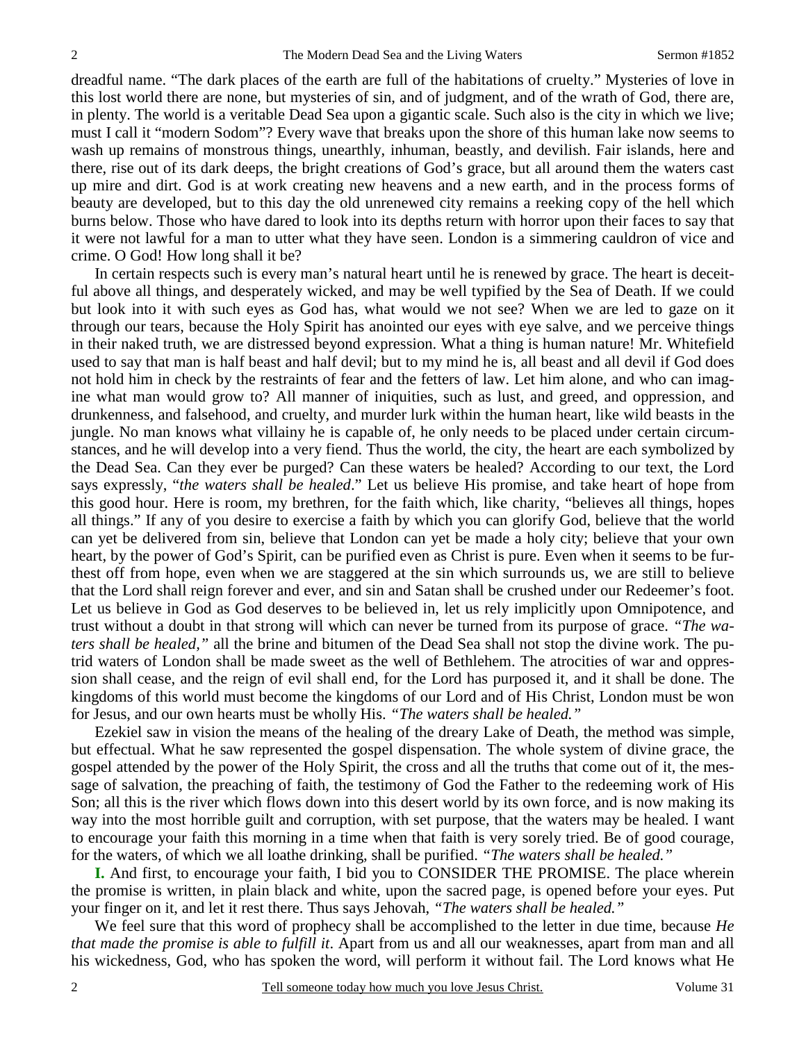dreadful name. "The dark places of the earth are full of the habitations of cruelty." Mysteries of love in this lost world there are none, but mysteries of sin, and of judgment, and of the wrath of God, there are, in plenty. The world is a veritable Dead Sea upon a gigantic scale. Such also is the city in which we live; must I call it "modern Sodom"? Every wave that breaks upon the shore of this human lake now seems to wash up remains of monstrous things, unearthly, inhuman, beastly, and devilish. Fair islands, here and there, rise out of its dark deeps, the bright creations of God's grace, but all around them the waters cast up mire and dirt. God is at work creating new heavens and a new earth, and in the process forms of beauty are developed, but to this day the old unrenewed city remains a reeking copy of the hell which burns below. Those who have dared to look into its depths return with horror upon their faces to say that it were not lawful for a man to utter what they have seen. London is a simmering cauldron of vice and crime. O God! How long shall it be?

In certain respects such is every man's natural heart until he is renewed by grace. The heart is deceitful above all things, and desperately wicked, and may be well typified by the Sea of Death. If we could but look into it with such eyes as God has, what would we not see? When we are led to gaze on it through our tears, because the Holy Spirit has anointed our eyes with eye salve, and we perceive things in their naked truth, we are distressed beyond expression. What a thing is human nature! Mr. Whitefield used to say that man is half beast and half devil; but to my mind he is, all beast and all devil if God does not hold him in check by the restraints of fear and the fetters of law. Let him alone, and who can imagine what man would grow to? All manner of iniquities, such as lust, and greed, and oppression, and drunkenness, and falsehood, and cruelty, and murder lurk within the human heart, like wild beasts in the jungle. No man knows what villainy he is capable of, he only needs to be placed under certain circumstances, and he will develop into a very fiend. Thus the world, the city, the heart are each symbolized by the Dead Sea. Can they ever be purged? Can these waters be healed? According to our text, the Lord says expressly, "*the waters shall be healed*." Let us believe His promise, and take heart of hope from this good hour. Here is room, my brethren, for the faith which, like charity, "believes all things, hopes all things." If any of you desire to exercise a faith by which you can glorify God, believe that the world can yet be delivered from sin, believe that London can yet be made a holy city; believe that your own heart, by the power of God's Spirit, can be purified even as Christ is pure. Even when it seems to be furthest off from hope, even when we are staggered at the sin which surrounds us, we are still to believe that the Lord shall reign forever and ever, and sin and Satan shall be crushed under our Redeemer's foot. Let us believe in God as God deserves to be believed in, let us rely implicitly upon Omnipotence, and trust without a doubt in that strong will which can never be turned from its purpose of grace. *"The waters shall be healed,"* all the brine and bitumen of the Dead Sea shall not stop the divine work. The putrid waters of London shall be made sweet as the well of Bethlehem. The atrocities of war and oppression shall cease, and the reign of evil shall end, for the Lord has purposed it, and it shall be done. The kingdoms of this world must become the kingdoms of our Lord and of His Christ, London must be won for Jesus, and our own hearts must be wholly His. *"The waters shall be healed."*

Ezekiel saw in vision the means of the healing of the dreary Lake of Death, the method was simple, but effectual. What he saw represented the gospel dispensation. The whole system of divine grace, the gospel attended by the power of the Holy Spirit, the cross and all the truths that come out of it, the message of salvation, the preaching of faith, the testimony of God the Father to the redeeming work of His Son; all this is the river which flows down into this desert world by its own force, and is now making its way into the most horrible guilt and corruption, with set purpose, that the waters may be healed. I want to encourage your faith this morning in a time when that faith is very sorely tried. Be of good courage, for the waters, of which we all loathe drinking, shall be purified. *"The waters shall be healed."*

**I.** And first, to encourage your faith, I bid you to CONSIDER THE PROMISE. The place wherein the promise is written, in plain black and white, upon the sacred page, is opened before your eyes. Put your finger on it, and let it rest there. Thus says Jehovah, *"The waters shall be healed."*

We feel sure that this word of prophecy shall be accomplished to the letter in due time, because *He that made the promise is able to fulfill it*. Apart from us and all our weaknesses, apart from man and all his wickedness, God, who has spoken the word, will perform it without fail. The Lord knows what He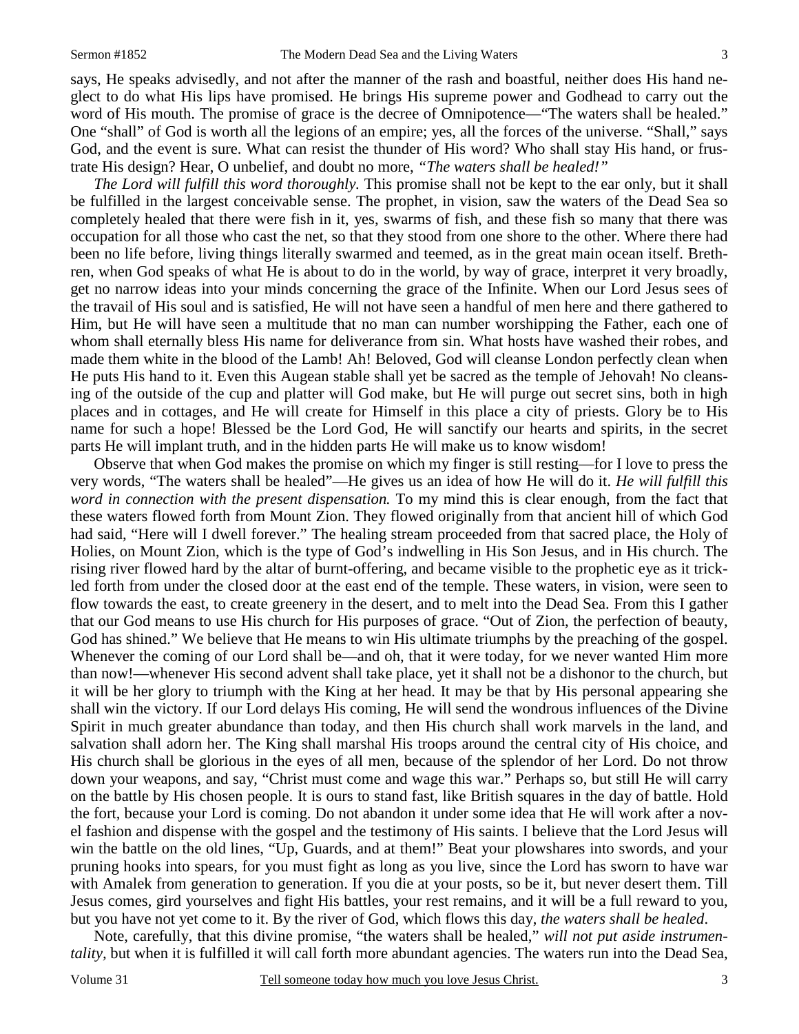says, He speaks advisedly, and not after the manner of the rash and boastful, neither does His hand neglect to do what His lips have promised. He brings His supreme power and Godhead to carry out the word of His mouth. The promise of grace is the decree of Omnipotence—"The waters shall be healed." One "shall" of God is worth all the legions of an empire; yes, all the forces of the universe. "Shall," says God, and the event is sure. What can resist the thunder of His word? Who shall stay His hand, or frustrate His design? Hear, O unbelief, and doubt no more, *"The waters shall be healed!"*

*The Lord will fulfill this word thoroughly.* This promise shall not be kept to the ear only, but it shall be fulfilled in the largest conceivable sense. The prophet, in vision, saw the waters of the Dead Sea so completely healed that there were fish in it, yes, swarms of fish, and these fish so many that there was occupation for all those who cast the net, so that they stood from one shore to the other. Where there had been no life before, living things literally swarmed and teemed, as in the great main ocean itself. Brethren, when God speaks of what He is about to do in the world, by way of grace, interpret it very broadly, get no narrow ideas into your minds concerning the grace of the Infinite. When our Lord Jesus sees of the travail of His soul and is satisfied, He will not have seen a handful of men here and there gathered to Him, but He will have seen a multitude that no man can number worshipping the Father, each one of whom shall eternally bless His name for deliverance from sin. What hosts have washed their robes, and made them white in the blood of the Lamb! Ah! Beloved, God will cleanse London perfectly clean when He puts His hand to it. Even this Augean stable shall yet be sacred as the temple of Jehovah! No cleansing of the outside of the cup and platter will God make, but He will purge out secret sins, both in high places and in cottages, and He will create for Himself in this place a city of priests. Glory be to His name for such a hope! Blessed be the Lord God, He will sanctify our hearts and spirits, in the secret parts He will implant truth, and in the hidden parts He will make us to know wisdom!

Observe that when God makes the promise on which my finger is still resting—for I love to press the very words, "The waters shall be healed"—He gives us an idea of how He will do it. *He will fulfill this word in connection with the present dispensation.* To my mind this is clear enough, from the fact that these waters flowed forth from Mount Zion. They flowed originally from that ancient hill of which God had said, "Here will I dwell forever." The healing stream proceeded from that sacred place, the Holy of Holies, on Mount Zion, which is the type of God's indwelling in His Son Jesus, and in His church. The rising river flowed hard by the altar of burnt-offering, and became visible to the prophetic eye as it trickled forth from under the closed door at the east end of the temple. These waters, in vision, were seen to flow towards the east, to create greenery in the desert, and to melt into the Dead Sea. From this I gather that our God means to use His church for His purposes of grace. "Out of Zion, the perfection of beauty, God has shined." We believe that He means to win His ultimate triumphs by the preaching of the gospel. Whenever the coming of our Lord shall be—and oh, that it were today, for we never wanted Him more than now!—whenever His second advent shall take place, yet it shall not be a dishonor to the church, but it will be her glory to triumph with the King at her head. It may be that by His personal appearing she shall win the victory. If our Lord delays His coming, He will send the wondrous influences of the Divine Spirit in much greater abundance than today, and then His church shall work marvels in the land, and salvation shall adorn her. The King shall marshal His troops around the central city of His choice, and His church shall be glorious in the eyes of all men, because of the splendor of her Lord. Do not throw down your weapons, and say, "Christ must come and wage this war." Perhaps so, but still He will carry on the battle by His chosen people. It is ours to stand fast, like British squares in the day of battle. Hold the fort, because your Lord is coming. Do not abandon it under some idea that He will work after a novel fashion and dispense with the gospel and the testimony of His saints. I believe that the Lord Jesus will win the battle on the old lines, "Up, Guards, and at them!" Beat your plowshares into swords, and your pruning hooks into spears, for you must fight as long as you live, since the Lord has sworn to have war with Amalek from generation to generation. If you die at your posts, so be it, but never desert them. Till Jesus comes, gird yourselves and fight His battles, your rest remains, and it will be a full reward to you, but you have not yet come to it. By the river of God, which flows this day, *the waters shall be healed*.

Note, carefully, that this divine promise, "the waters shall be healed," *will not put aside instrumentality,* but when it is fulfilled it will call forth more abundant agencies. The waters run into the Dead Sea,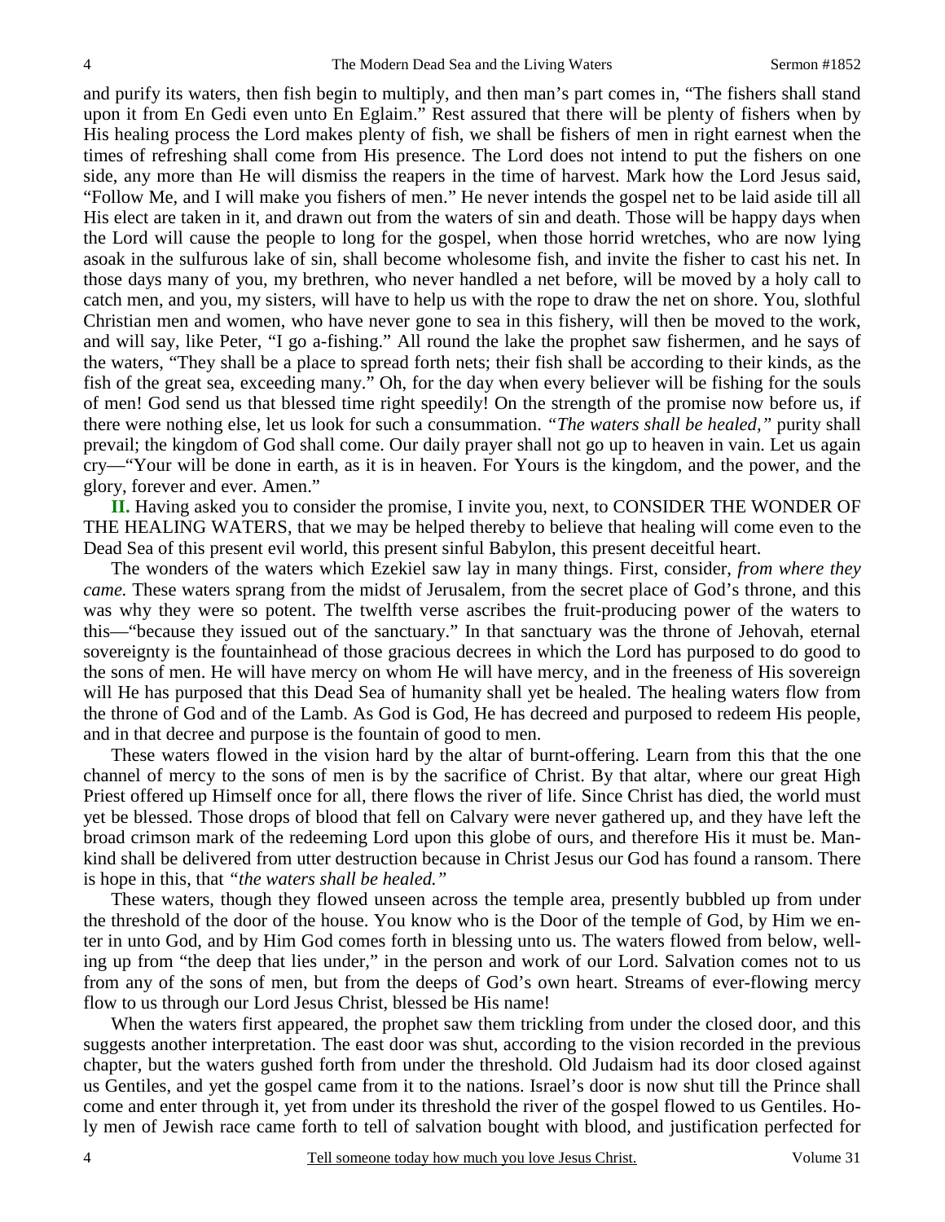and purify its waters, then fish begin to multiply, and then man's part comes in, "The fishers shall stand upon it from En Gedi even unto En Eglaim." Rest assured that there will be plenty of fishers when by His healing process the Lord makes plenty of fish, we shall be fishers of men in right earnest when the times of refreshing shall come from His presence. The Lord does not intend to put the fishers on one side, any more than He will dismiss the reapers in the time of harvest. Mark how the Lord Jesus said, "Follow Me, and I will make you fishers of men." He never intends the gospel net to be laid aside till all His elect are taken in it, and drawn out from the waters of sin and death. Those will be happy days when the Lord will cause the people to long for the gospel, when those horrid wretches, who are now lying asoak in the sulfurous lake of sin, shall become wholesome fish, and invite the fisher to cast his net. In those days many of you, my brethren, who never handled a net before, will be moved by a holy call to catch men, and you, my sisters, will have to help us with the rope to draw the net on shore. You, slothful Christian men and women, who have never gone to sea in this fishery, will then be moved to the work, and will say, like Peter, "I go a-fishing." All round the lake the prophet saw fishermen, and he says of the waters, "They shall be a place to spread forth nets; their fish shall be according to their kinds, as the fish of the great sea, exceeding many." Oh, for the day when every believer will be fishing for the souls of men! God send us that blessed time right speedily! On the strength of the promise now before us, if there were nothing else, let us look for such a consummation. *"The waters shall be healed,"* purity shall prevail; the kingdom of God shall come. Our daily prayer shall not go up to heaven in vain. Let us again cry—"Your will be done in earth, as it is in heaven. For Yours is the kingdom, and the power, and the glory, forever and ever. Amen."

**II.** Having asked you to consider the promise, I invite you, next, to CONSIDER THE WONDER OF THE HEALING WATERS, that we may be helped thereby to believe that healing will come even to the Dead Sea of this present evil world, this present sinful Babylon, this present deceitful heart.

The wonders of the waters which Ezekiel saw lay in many things. First, consider, *from where they came.* These waters sprang from the midst of Jerusalem, from the secret place of God's throne, and this was why they were so potent. The twelfth verse ascribes the fruit-producing power of the waters to this—"because they issued out of the sanctuary." In that sanctuary was the throne of Jehovah, eternal sovereignty is the fountainhead of those gracious decrees in which the Lord has purposed to do good to the sons of men. He will have mercy on whom He will have mercy, and in the freeness of His sovereign will He has purposed that this Dead Sea of humanity shall yet be healed. The healing waters flow from the throne of God and of the Lamb. As God is God, He has decreed and purposed to redeem His people, and in that decree and purpose is the fountain of good to men.

These waters flowed in the vision hard by the altar of burnt-offering. Learn from this that the one channel of mercy to the sons of men is by the sacrifice of Christ. By that altar, where our great High Priest offered up Himself once for all, there flows the river of life. Since Christ has died, the world must yet be blessed. Those drops of blood that fell on Calvary were never gathered up, and they have left the broad crimson mark of the redeeming Lord upon this globe of ours, and therefore His it must be. Mankind shall be delivered from utter destruction because in Christ Jesus our God has found a ransom. There is hope in this, that *"the waters shall be healed."*

These waters, though they flowed unseen across the temple area, presently bubbled up from under the threshold of the door of the house. You know who is the Door of the temple of God, by Him we enter in unto God, and by Him God comes forth in blessing unto us. The waters flowed from below, welling up from "the deep that lies under," in the person and work of our Lord. Salvation comes not to us from any of the sons of men, but from the deeps of God's own heart. Streams of ever-flowing mercy flow to us through our Lord Jesus Christ, blessed be His name!

When the waters first appeared, the prophet saw them trickling from under the closed door, and this suggests another interpretation. The east door was shut, according to the vision recorded in the previous chapter, but the waters gushed forth from under the threshold. Old Judaism had its door closed against us Gentiles, and yet the gospel came from it to the nations. Israel's door is now shut till the Prince shall come and enter through it, yet from under its threshold the river of the gospel flowed to us Gentiles. Holy men of Jewish race came forth to tell of salvation bought with blood, and justification perfected for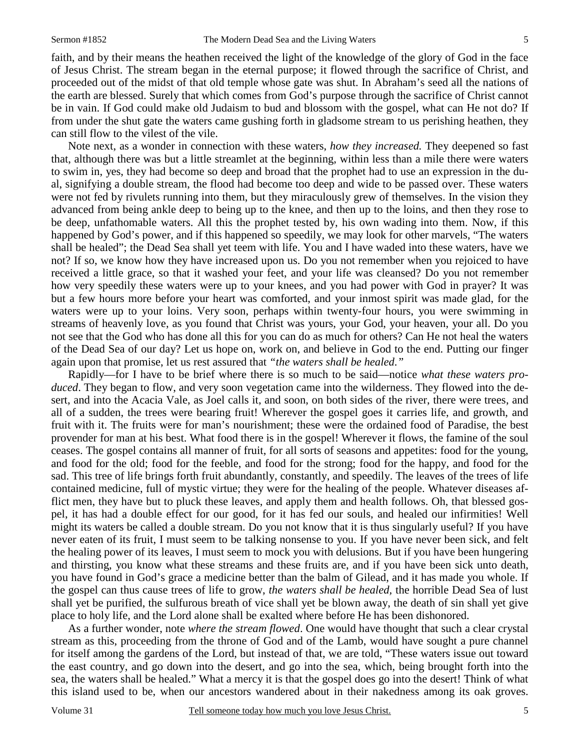faith, and by their means the heathen received the light of the knowledge of the glory of God in the face of Jesus Christ. The stream began in the eternal purpose; it flowed through the sacrifice of Christ, and proceeded out of the midst of that old temple whose gate was shut. In Abraham's seed all the nations of the earth are blessed. Surely that which comes from God's purpose through the sacrifice of Christ cannot be in vain. If God could make old Judaism to bud and blossom with the gospel, what can He not do? If from under the shut gate the waters came gushing forth in gladsome stream to us perishing heathen, they can still flow to the vilest of the vile.

Note next, as a wonder in connection with these waters, *how they increased.* They deepened so fast that, although there was but a little streamlet at the beginning, within less than a mile there were waters to swim in, yes, they had become so deep and broad that the prophet had to use an expression in the dual, signifying a double stream, the flood had become too deep and wide to be passed over. These waters were not fed by rivulets running into them, but they miraculously grew of themselves. In the vision they advanced from being ankle deep to being up to the knee, and then up to the loins, and then they rose to be deep, unfathomable waters. All this the prophet tested by, his own wading into them. Now, if this happened by God's power, and if this happened so speedily, we may look for other marvels, "The waters shall be healed"; the Dead Sea shall yet teem with life. You and I have waded into these waters, have we not? If so, we know how they have increased upon us. Do you not remember when you rejoiced to have received a little grace, so that it washed your feet, and your life was cleansed? Do you not remember how very speedily these waters were up to your knees, and you had power with God in prayer? It was but a few hours more before your heart was comforted, and your inmost spirit was made glad, for the waters were up to your loins. Very soon, perhaps within twenty-four hours, you were swimming in streams of heavenly love, as you found that Christ was yours, your God, your heaven, your all. Do you not see that the God who has done all this for you can do as much for others? Can He not heal the waters of the Dead Sea of our day? Let us hope on, work on, and believe in God to the end. Putting our finger again upon that promise, let us rest assured that *"the waters shall be healed."*

Rapidly—for I have to be brief where there is so much to be said—notice *what these waters produced*. They began to flow, and very soon vegetation came into the wilderness. They flowed into the desert, and into the Acacia Vale, as Joel calls it, and soon, on both sides of the river, there were trees, and all of a sudden, the trees were bearing fruit! Wherever the gospel goes it carries life, and growth, and fruit with it. The fruits were for man's nourishment; these were the ordained food of Paradise, the best provender for man at his best. What food there is in the gospel! Wherever it flows, the famine of the soul ceases. The gospel contains all manner of fruit, for all sorts of seasons and appetites: food for the young, and food for the old; food for the feeble, and food for the strong; food for the happy, and food for the sad. This tree of life brings forth fruit abundantly, constantly, and speedily. The leaves of the trees of life contained medicine, full of mystic virtue; they were for the healing of the people. Whatever diseases afflict men, they have but to pluck these leaves, and apply them and health follows. Oh, that blessed gospel, it has had a double effect for our good, for it has fed our souls, and healed our infirmities! Well might its waters be called a double stream. Do you not know that it is thus singularly useful? If you have never eaten of its fruit, I must seem to be talking nonsense to you. If you have never been sick, and felt the healing power of its leaves, I must seem to mock you with delusions. But if you have been hungering and thirsting, you know what these streams and these fruits are, and if you have been sick unto death, you have found in God's grace a medicine better than the balm of Gilead, and it has made you whole. If the gospel can thus cause trees of life to grow, *the waters shall be healed,* the horrible Dead Sea of lust shall yet be purified, the sulfurous breath of vice shall yet be blown away, the death of sin shall yet give place to holy life, and the Lord alone shall be exalted where before He has been dishonored.

As a further wonder, note *where the stream flowed*. One would have thought that such a clear crystal stream as this, proceeding from the throne of God and of the Lamb, would have sought a pure channel for itself among the gardens of the Lord, but instead of that, we are told, "These waters issue out toward the east country, and go down into the desert, and go into the sea, which, being brought forth into the sea, the waters shall be healed." What a mercy it is that the gospel does go into the desert! Think of what this island used to be, when our ancestors wandered about in their nakedness among its oak groves.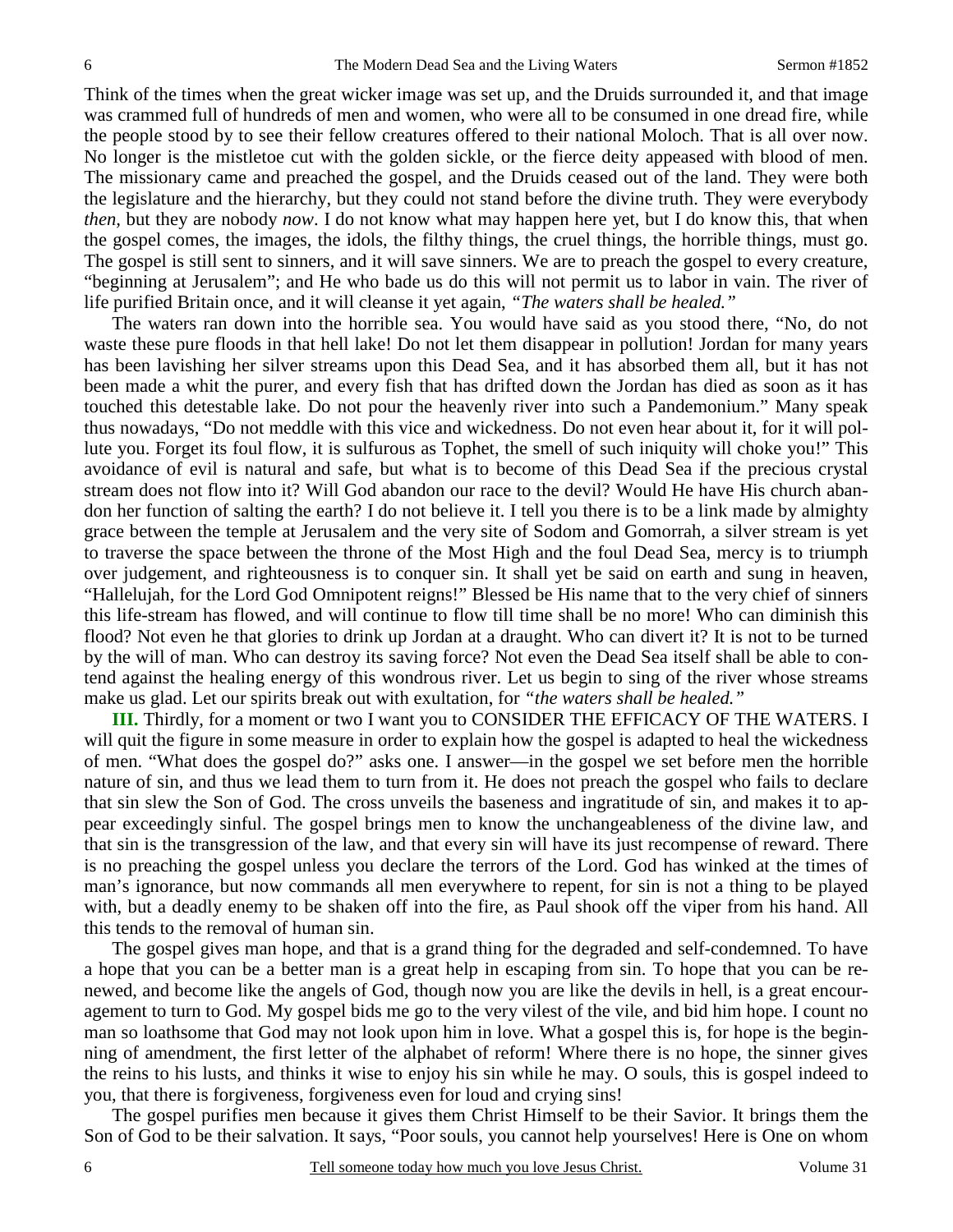Think of the times when the great wicker image was set up, and the Druids surrounded it, and that image was crammed full of hundreds of men and women, who were all to be consumed in one dread fire, while the people stood by to see their fellow creatures offered to their national Moloch. That is all over now. No longer is the mistletoe cut with the golden sickle, or the fierce deity appeased with blood of men. The missionary came and preached the gospel, and the Druids ceased out of the land. They were both the legislature and the hierarchy, but they could not stand before the divine truth. They were everybody *then,* but they are nobody *now*. I do not know what may happen here yet, but I do know this, that when the gospel comes, the images, the idols, the filthy things, the cruel things, the horrible things, must go. The gospel is still sent to sinners, and it will save sinners. We are to preach the gospel to every creature, "beginning at Jerusalem"; and He who bade us do this will not permit us to labor in vain. The river of life purified Britain once, and it will cleanse it yet again, *"The waters shall be healed."*

The waters ran down into the horrible sea. You would have said as you stood there, "No, do not waste these pure floods in that hell lake! Do not let them disappear in pollution! Jordan for many years has been lavishing her silver streams upon this Dead Sea, and it has absorbed them all, but it has not been made a whit the purer, and every fish that has drifted down the Jordan has died as soon as it has touched this detestable lake. Do not pour the heavenly river into such a Pandemonium." Many speak thus nowadays, "Do not meddle with this vice and wickedness. Do not even hear about it, for it will pollute you. Forget its foul flow, it is sulfurous as Tophet, the smell of such iniquity will choke you!" This avoidance of evil is natural and safe, but what is to become of this Dead Sea if the precious crystal stream does not flow into it? Will God abandon our race to the devil? Would He have His church abandon her function of salting the earth? I do not believe it. I tell you there is to be a link made by almighty grace between the temple at Jerusalem and the very site of Sodom and Gomorrah, a silver stream is yet to traverse the space between the throne of the Most High and the foul Dead Sea, mercy is to triumph over judgement, and righteousness is to conquer sin. It shall yet be said on earth and sung in heaven, "Hallelujah, for the Lord God Omnipotent reigns!" Blessed be His name that to the very chief of sinners this life-stream has flowed, and will continue to flow till time shall be no more! Who can diminish this flood? Not even he that glories to drink up Jordan at a draught. Who can divert it? It is not to be turned by the will of man. Who can destroy its saving force? Not even the Dead Sea itself shall be able to contend against the healing energy of this wondrous river. Let us begin to sing of the river whose streams make us glad. Let our spirits break out with exultation, for *"the waters shall be healed."*

**III.** Thirdly, for a moment or two I want you to CONSIDER THE EFFICACY OF THE WATERS. I will quit the figure in some measure in order to explain how the gospel is adapted to heal the wickedness of men. "What does the gospel do?" asks one. I answer—in the gospel we set before men the horrible nature of sin, and thus we lead them to turn from it. He does not preach the gospel who fails to declare that sin slew the Son of God. The cross unveils the baseness and ingratitude of sin, and makes it to appear exceedingly sinful. The gospel brings men to know the unchangeableness of the divine law, and that sin is the transgression of the law, and that every sin will have its just recompense of reward. There is no preaching the gospel unless you declare the terrors of the Lord. God has winked at the times of man's ignorance, but now commands all men everywhere to repent, for sin is not a thing to be played with, but a deadly enemy to be shaken off into the fire, as Paul shook off the viper from his hand. All this tends to the removal of human sin.

The gospel gives man hope, and that is a grand thing for the degraded and self-condemned. To have a hope that you can be a better man is a great help in escaping from sin. To hope that you can be renewed, and become like the angels of God, though now you are like the devils in hell, is a great encouragement to turn to God. My gospel bids me go to the very vilest of the vile, and bid him hope. I count no man so loathsome that God may not look upon him in love. What a gospel this is, for hope is the beginning of amendment, the first letter of the alphabet of reform! Where there is no hope, the sinner gives the reins to his lusts, and thinks it wise to enjoy his sin while he may. O souls, this is gospel indeed to you, that there is forgiveness, forgiveness even for loud and crying sins!

The gospel purifies men because it gives them Christ Himself to be their Savior. It brings them the Son of God to be their salvation. It says, "Poor souls, you cannot help yourselves! Here is One on whom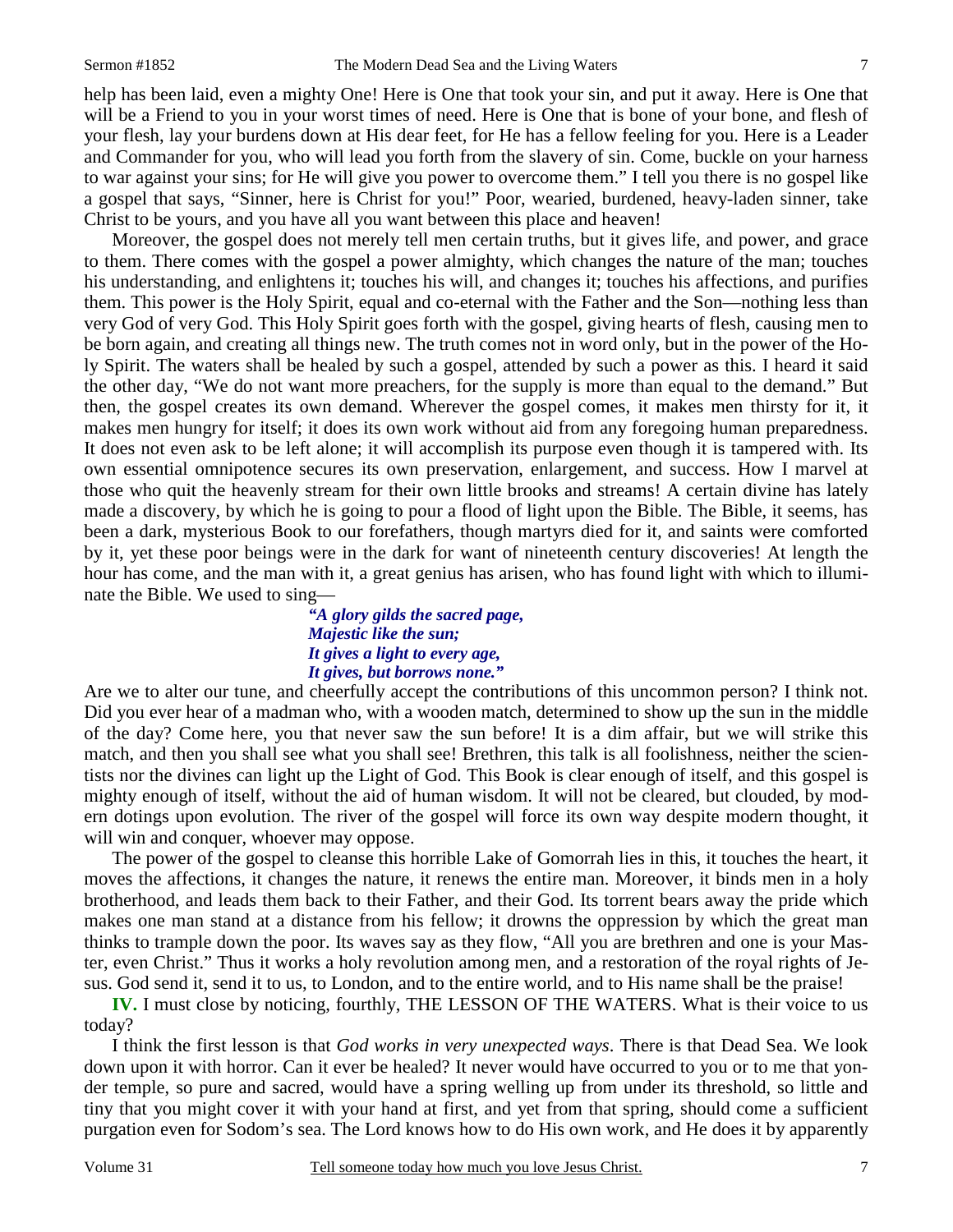help has been laid, even a mighty One! Here is One that took your sin, and put it away. Here is One that will be a Friend to you in your worst times of need. Here is One that is bone of your bone, and flesh of your flesh, lay your burdens down at His dear feet, for He has a fellow feeling for you. Here is a Leader and Commander for you, who will lead you forth from the slavery of sin. Come, buckle on your harness to war against your sins; for He will give you power to overcome them." I tell you there is no gospel like a gospel that says, "Sinner, here is Christ for you!" Poor, wearied, burdened, heavy-laden sinner, take Christ to be yours, and you have all you want between this place and heaven!

Moreover, the gospel does not merely tell men certain truths, but it gives life, and power, and grace to them. There comes with the gospel a power almighty, which changes the nature of the man; touches his understanding, and enlightens it; touches his will, and changes it; touches his affections, and purifies them. This power is the Holy Spirit, equal and co-eternal with the Father and the Son—nothing less than very God of very God. This Holy Spirit goes forth with the gospel, giving hearts of flesh, causing men to be born again, and creating all things new. The truth comes not in word only, but in the power of the Holy Spirit. The waters shall be healed by such a gospel, attended by such a power as this. I heard it said the other day, "We do not want more preachers, for the supply is more than equal to the demand." But then, the gospel creates its own demand. Wherever the gospel comes, it makes men thirsty for it, it makes men hungry for itself; it does its own work without aid from any foregoing human preparedness. It does not even ask to be left alone; it will accomplish its purpose even though it is tampered with. Its own essential omnipotence secures its own preservation, enlargement, and success. How I marvel at those who quit the heavenly stream for their own little brooks and streams! A certain divine has lately made a discovery, by which he is going to pour a flood of light upon the Bible. The Bible, it seems, has been a dark, mysterious Book to our forefathers, though martyrs died for it, and saints were comforted by it, yet these poor beings were in the dark for want of nineteenth century discoveries! At length the hour has come, and the man with it, a great genius has arisen, who has found light with which to illuminate the Bible. We used to sing—

> *"A glory gilds the sacred page,*
> *Majestic like the sun;*
> *It gives a light to every age,*
> *It gives, but borrows none."*

Are we to alter our tune, and cheerfully accept the contributions of this uncommon person? I think not. Did you ever hear of a madman who, with a wooden match, determined to show up the sun in the middle of the day? Come here, you that never saw the sun before! It is a dim affair, but we will strike this match, and then you shall see what you shall see! Brethren, this talk is all foolishness, neither the scientists nor the divines can light up the Light of God. This Book is clear enough of itself, and this gospel is mighty enough of itself, without the aid of human wisdom. It will not be cleared, but clouded, by modern dotings upon evolution. The river of the gospel will force its own way despite modern thought, it will win and conquer, whoever may oppose.

The power of the gospel to cleanse this horrible Lake of Gomorrah lies in this, it touches the heart, it moves the affections, it changes the nature, it renews the entire man. Moreover, it binds men in a holy brotherhood, and leads them back to their Father, and their God. Its torrent bears away the pride which makes one man stand at a distance from his fellow; it drowns the oppression by which the great man thinks to trample down the poor. Its waves say as they flow, "All you are brethren and one is your Master, even Christ." Thus it works a holy revolution among men, and a restoration of the royal rights of Jesus. God send it, send it to us, to London, and to the entire world, and to His name shall be the praise!

**IV.** I must close by noticing, fourthly, THE LESSON OF THE WATERS. What is their voice to us today?

I think the first lesson is that *God works in very unexpected ways*. There is that Dead Sea. We look down upon it with horror. Can it ever be healed? It never would have occurred to you or to me that yonder temple, so pure and sacred, would have a spring welling up from under its threshold, so little and tiny that you might cover it with your hand at first, and yet from that spring, should come a sufficient purgation even for Sodom's sea. The Lord knows how to do His own work, and He does it by apparently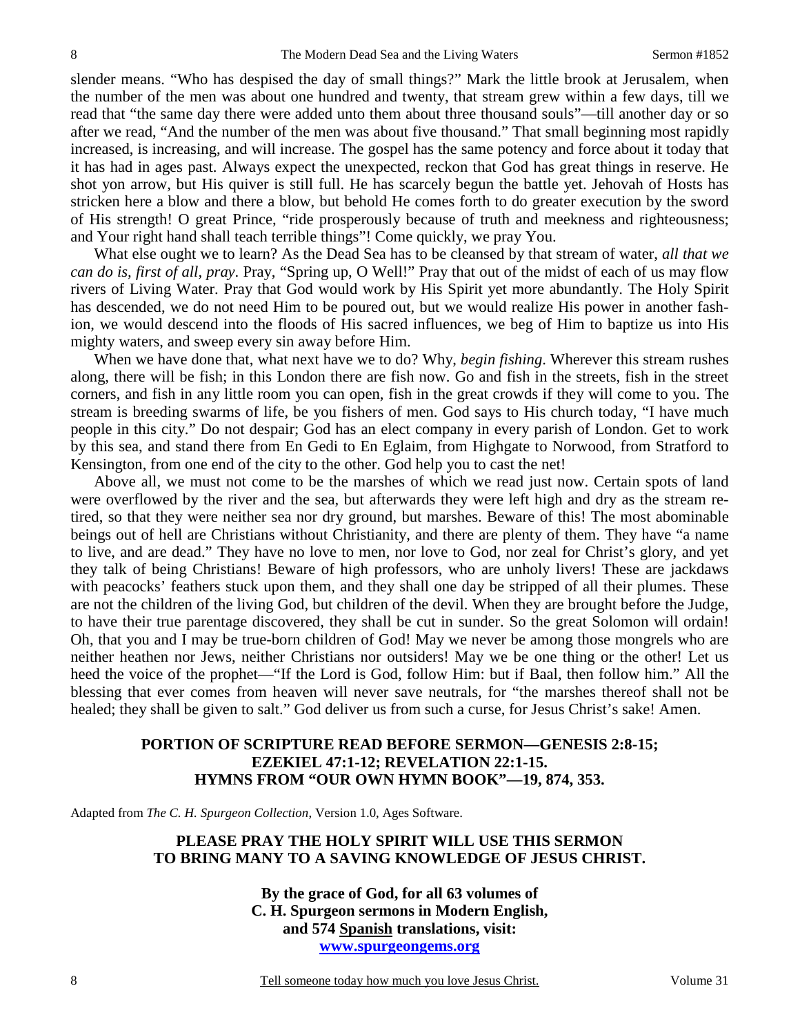slender means. "Who has despised the day of small things?" Mark the little brook at Jerusalem, when the number of the men was about one hundred and twenty, that stream grew within a few days, till we read that "the same day there were added unto them about three thousand souls"—till another day or so after we read, "And the number of the men was about five thousand." That small beginning most rapidly increased, is increasing, and will increase. The gospel has the same potency and force about it today that it has had in ages past. Always expect the unexpected, reckon that God has great things in reserve. He shot yon arrow, but His quiver is still full. He has scarcely begun the battle yet. Jehovah of Hosts has stricken here a blow and there a blow, but behold He comes forth to do greater execution by the sword of His strength! O great Prince, "ride prosperously because of truth and meekness and righteousness; and Your right hand shall teach terrible things"! Come quickly, we pray You.

What else ought we to learn? As the Dead Sea has to be cleansed by that stream of water, *all that we can do is, first of all, pray*. Pray, "Spring up, O Well!" Pray that out of the midst of each of us may flow rivers of Living Water. Pray that God would work by His Spirit yet more abundantly. The Holy Spirit has descended, we do not need Him to be poured out, but we would realize His power in another fashion, we would descend into the floods of His sacred influences, we beg of Him to baptize us into His mighty waters, and sweep every sin away before Him.

When we have done that, what next have we to do? Why, *begin fishing*. Wherever this stream rushes along, there will be fish; in this London there are fish now. Go and fish in the streets, fish in the street corners, and fish in any little room you can open, fish in the great crowds if they will come to you. The stream is breeding swarms of life, be you fishers of men. God says to His church today, "I have much people in this city." Do not despair; God has an elect company in every parish of London. Get to work by this sea, and stand there from En Gedi to En Eglaim, from Highgate to Norwood, from Stratford to Kensington, from one end of the city to the other. God help you to cast the net!

Above all, we must not come to be the marshes of which we read just now. Certain spots of land were overflowed by the river and the sea, but afterwards they were left high and dry as the stream retired, so that they were neither sea nor dry ground, but marshes. Beware of this! The most abominable beings out of hell are Christians without Christianity, and there are plenty of them. They have "a name to live, and are dead." They have no love to men, nor love to God, nor zeal for Christ's glory, and yet they talk of being Christians! Beware of high professors, who are unholy livers! These are jackdaws with peacocks' feathers stuck upon them, and they shall one day be stripped of all their plumes. These are not the children of the living God, but children of the devil. When they are brought before the Judge, to have their true parentage discovered, they shall be cut in sunder. So the great Solomon will ordain! Oh, that you and I may be true-born children of God! May we never be among those mongrels who are neither heathen nor Jews, neither Christians nor outsiders! May we be one thing or the other! Let us heed the voice of the prophet—"If the Lord is God, follow Him: but if Baal, then follow him." All the blessing that ever comes from heaven will never save neutrals, for "the marshes thereof shall not be healed; they shall be given to salt." God deliver us from such a curse, for Jesus Christ's sake! Amen.

**PORTION OF SCRIPTURE READ BEFORE SERMON—GENESIS 2:8-15; EZEKIEL 47:1-12; REVELATION 22:1-15.**
**HYMNS FROM "OUR OWN HYMN BOOK"—19, 874, 353.**

Adapted from *The C. H. Spurgeon Collection*, Version 1.0, Ages Software.

**PLEASE PRAY THE HOLY SPIRIT WILL USE THIS SERMON TO BRING MANY TO A SAVING KNOWLEDGE OF JESUS CHRIST.**

**By the grace of God, for all 63 volumes of C. H. Spurgeon sermons in Modern English, and 574 Spanish translations, visit: www.spurgeongems.org**